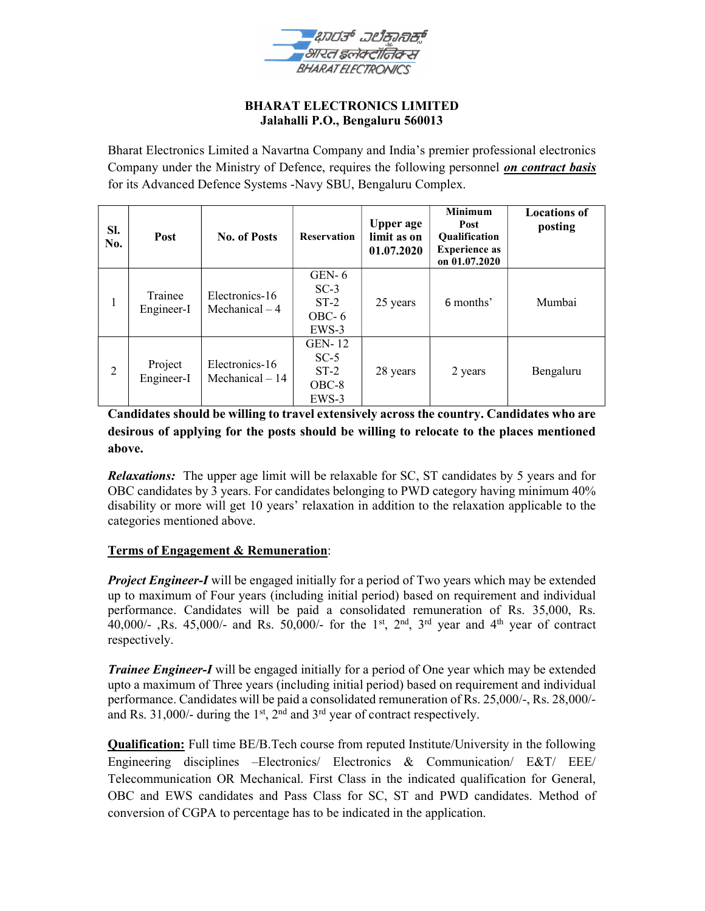# BHARAT ELECTRONICS LIMITED
## Jalahalli P.O., Bengaluru 560013

Bharat Electronics Limited a Navartna Company and India's premier professional electronics Company under the Ministry of Defence, requires the following personnel ***on contract basis*** for its Advanced Defence Systems -Navy SBU, Bengaluru Complex.

| Sl. No. | Post | No. of Posts | Reservation | Upper age limit as on 01.07.2020 | Minimum Post Qualification Experience as on 01.07.2020 | Locations of posting |
|---|---|---|---|---|---|---|
| 1 | Trainee Engineer-I | Electronics-16<br>Mechanical – 4 | GEN- 6<br>SC-3<br>ST-2<br>OBC- 6<br>EWS-3 | 25 years | 6 months' | Mumbai |
| 2 | Project Engineer-I | Electronics-16<br>Mechanical – 14 | GEN- 12<br>SC-5<br>ST-2<br>OBC-8<br>EWS-3 | 28 years | 2 years | Bengaluru |

**Candidates should be willing to travel extensively across the country. Candidates who are desirous of applying for the posts should be willing to relocate to the places mentioned above.**

***Relaxations:*** The upper age limit will be relaxable for SC, ST candidates by 5 years and for OBC candidates by 3 years. For candidates belonging to PWD category having minimum 40% disability or more will get 10 years' relaxation in addition to the relaxation applicable to the categories mentioned above.

**Terms of Engagement & Remuneration**:

***Project Engineer-I*** will be engaged initially for a period of Two years which may be extended up to maximum of Four years (including initial period) based on requirement and individual performance. Candidates will be paid a consolidated remuneration of Rs. 35,000, Rs. 40,000/- ,Rs. 45,000/- and Rs. 50,000/- for the 1st, 2nd, 3rd year and 4th year of contract respectively.

***Trainee Engineer-I*** will be engaged initially for a period of One year which may be extended upto a maximum of Three years (including initial period) based on requirement and individual performance. Candidates will be paid a consolidated remuneration of Rs. 25,000/-, Rs. 28,000/- and Rs. 31,000/- during the 1st, 2nd and 3rd year of contract respectively.

**Qualification:** Full time BE/B.Tech course from reputed Institute/University in the following Engineering disciplines –Electronics/ Electronics & Communication/ E&T/ EEE/ Telecommunication OR Mechanical. First Class in the indicated qualification for General, OBC and EWS candidates and Pass Class for SC, ST and PWD candidates. Method of conversion of CGPA to percentage has to be indicated in the application.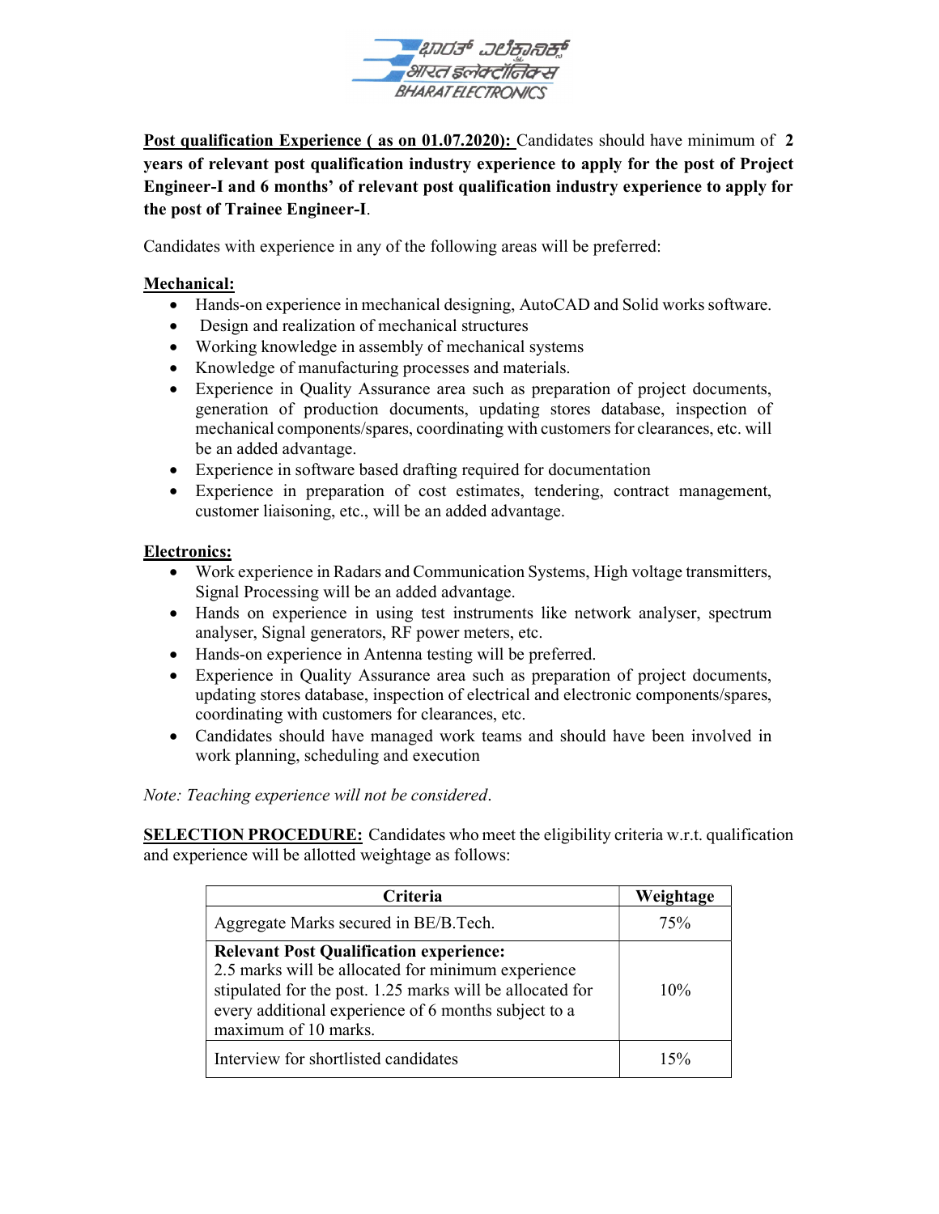**Post qualification Experience ( as on 01.07.2020):** Candidates should have minimum of **2 years of relevant post qualification industry experience to apply for the post of Project Engineer-I and 6 months' of relevant post qualification industry experience to apply for the post of Trainee Engineer-I**.

Candidates with experience in any of the following areas will be preferred:

**Mechanical:**

- Hands-on experience in mechanical designing, AutoCAD and Solid works software.
- Design and realization of mechanical structures
- Working knowledge in assembly of mechanical systems
- Knowledge of manufacturing processes and materials.
- Experience in Quality Assurance area such as preparation of project documents, generation of production documents, updating stores database, inspection of mechanical components/spares, coordinating with customers for clearances, etc. will be an added advantage.
- Experience in software based drafting required for documentation
- Experience in preparation of cost estimates, tendering, contract management, customer liaisoning, etc., will be an added advantage.

**Electronics:**

- Work experience in Radars and Communication Systems, High voltage transmitters, Signal Processing will be an added advantage.
- Hands on experience in using test instruments like network analyser, spectrum analyser, Signal generators, RF power meters, etc.
- Hands-on experience in Antenna testing will be preferred.
- Experience in Quality Assurance area such as preparation of project documents, updating stores database, inspection of electrical and electronic components/spares, coordinating with customers for clearances, etc.
- Candidates should have managed work teams and should have been involved in work planning, scheduling and execution

*Note: Teaching experience will not be considered.*

**SELECTION PROCEDURE:** Candidates who meet the eligibility criteria w.r.t. qualification and experience will be allotted weightage as follows:

| Criteria | Weightage |
|---|---|
| Aggregate Marks secured in BE/B.Tech. | 75% |
| **Relevant Post Qualification experience:** 2.5 marks will be allocated for minimum experience stipulated for the post. 1.25 marks will be allocated for every additional experience of 6 months subject to a maximum of 10 marks. | 10% |
| Interview for shortlisted candidates | 15% |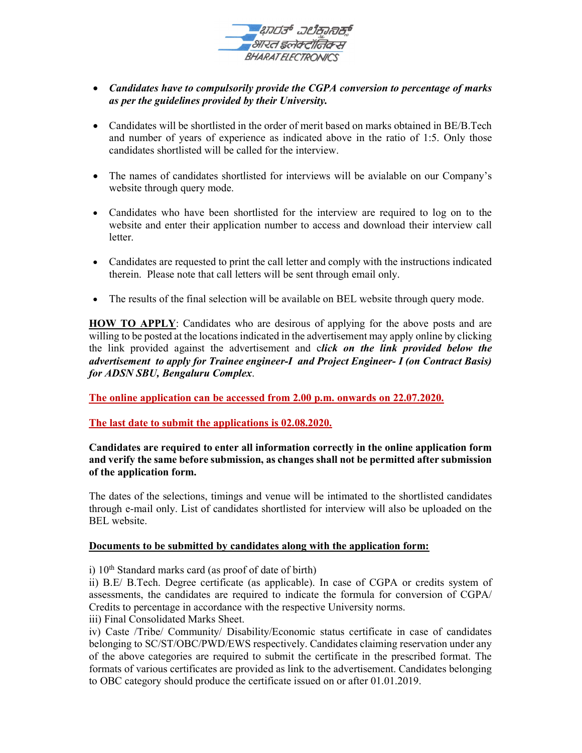- ***Candidates have to compulsorily provide the CGPA conversion to percentage of marks as per the guidelines provided by their University.***

- Candidates will be shortlisted in the order of merit based on marks obtained in BE/B.Tech and number of years of experience as indicated above in the ratio of 1:5. Only those candidates shortlisted will be called for the interview.

- The names of candidates shortlisted for interviews will be avialable on our Company's website through query mode.

- Candidates who have been shortlisted for the interview are required to log on to the website and enter their application number to access and download their interview call letter.

- Candidates are requested to print the call letter and comply with the instructions indicated therein. Please note that call letters will be sent through email only.

- The results of the final selection will be available on BEL website through query mode.

**<u>HOW TO APPLY</u>**: Candidates who are desirous of applying for the above posts and are willing to be posted at the locations indicated in the advertisement may apply online by clicking the link provided against the advertisement and c***lick on the link provided below the advertisement to apply for Trainee engineer-I and Project Engineer- I (on Contract Basis) for ADSN SBU, Bengaluru Complex***.

**<u>The online application can be accessed from 2.00 p.m. onwards on 22.07.2020.</u>**

**<u>The last date to submit the applications is 02.08.2020.</u>**

**Candidates are required to enter all information correctly in the online application form and verify the same before submission, as changes shall not be permitted after submission of the application form.**

The dates of the selections, timings and venue will be intimated to the shortlisted candidates through e-mail only. List of candidates shortlisted for interview will also be uploaded on the BEL website.

**<u>Documents to be submitted by candidates along with the application form:</u>**

i) 10th Standard marks card (as proof of date of birth)
ii) B.E/ B.Tech. Degree certificate (as applicable). In case of CGPA or credits system of assessments, the candidates are required to indicate the formula for conversion of CGPA/ Credits to percentage in accordance with the respective University norms.
iii) Final Consolidated Marks Sheet.
iv) Caste /Tribe/ Community/ Disability/Economic status certificate in case of candidates belonging to SC/ST/OBC/PWD/EWS respectively. Candidates claiming reservation under any of the above categories are required to submit the certificate in the prescribed format. The formats of various certificates are provided as link to the advertisement. Candidates belonging to OBC category should produce the certificate issued on or after 01.01.2019.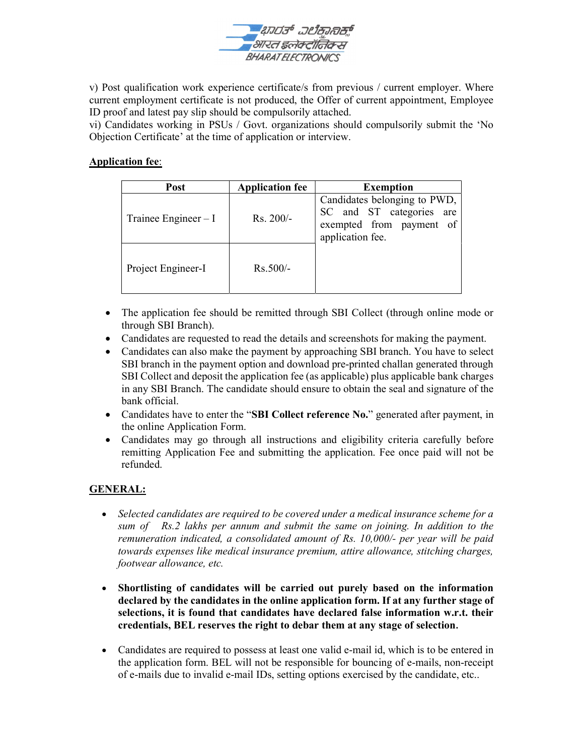v) Post qualification work experience certificate/s from previous / current employer. Where current employment certificate is not produced, the Offer of current appointment, Employee ID proof and latest pay slip should be compulsorily attached.

vi) Candidates working in PSUs / Govt. organizations should compulsorily submit the 'No Objection Certificate' at the time of application or interview.

**Application fee**:

| Post | Application fee | Exemption |
|---|---|---|
| Trainee Engineer – I | Rs. 200/- | Candidates belonging to PWD, SC and ST categories are exempted from payment of application fee. |
| Project Engineer-I | Rs.500/- | |

- The application fee should be remitted through SBI Collect (through online mode or through SBI Branch).
- Candidates are requested to read the details and screenshots for making the payment.
- Candidates can also make the payment by approaching SBI branch. You have to select SBI branch in the payment option and download pre-printed challan generated through SBI Collect and deposit the application fee (as applicable) plus applicable bank charges in any SBI Branch. The candidate should ensure to obtain the seal and signature of the bank official.
- Candidates have to enter the "**SBI Collect reference No.**" generated after payment, in the online Application Form.
- Candidates may go through all instructions and eligibility criteria carefully before remitting Application Fee and submitting the application. Fee once paid will not be refunded.

**GENERAL:**

- *Selected candidates are required to be covered under a medical insurance scheme for a sum of Rs.2 lakhs per annum and submit the same on joining. In addition to the remuneration indicated, a consolidated amount of Rs. 10,000/- per year will be paid towards expenses like medical insurance premium, attire allowance, stitching charges, footwear allowance, etc.*

- **Shortlisting of candidates will be carried out purely based on the information declared by the candidates in the online application form. If at any further stage of selections, it is found that candidates have declared false information w.r.t. their credentials, BEL reserves the right to debar them at any stage of selection.**

- Candidates are required to possess at least one valid e-mail id, which is to be entered in the application form. BEL will not be responsible for bouncing of e-mails, non-receipt of e-mails due to invalid e-mail IDs, setting options exercised by the candidate, etc..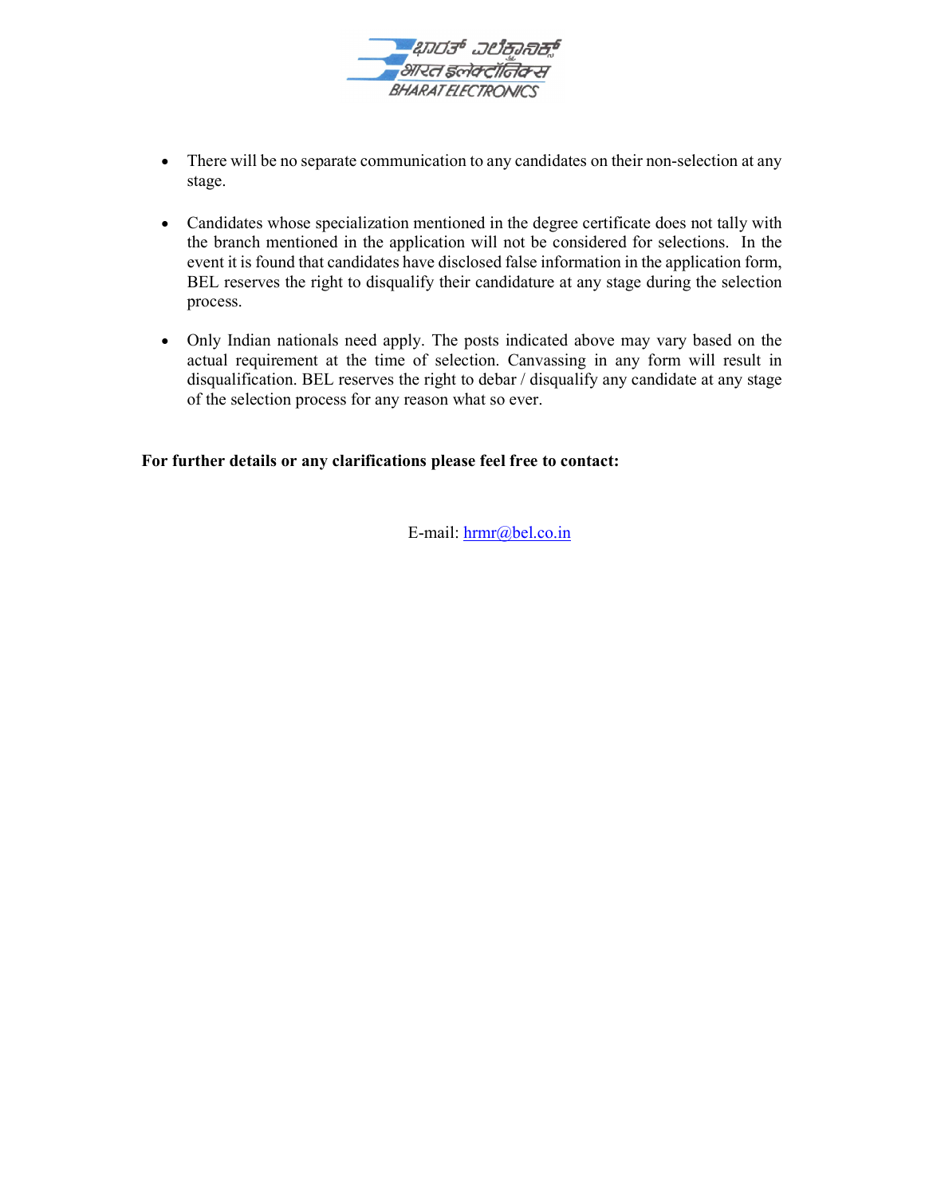- There will be no separate communication to any candidates on their non-selection at any stage.

- Candidates whose specialization mentioned in the degree certificate does not tally with the branch mentioned in the application will not be considered for selections. In the event it is found that candidates have disclosed false information in the application form, BEL reserves the right to disqualify their candidature at any stage during the selection process.

- Only Indian nationals need apply. The posts indicated above may vary based on the actual requirement at the time of selection. Canvassing in any form will result in disqualification. BEL reserves the right to debar / disqualify any candidate at any stage of the selection process for any reason what so ever.

**For further details or any clarifications please feel free to contact:**

E-mail: hrmr@bel.co.in